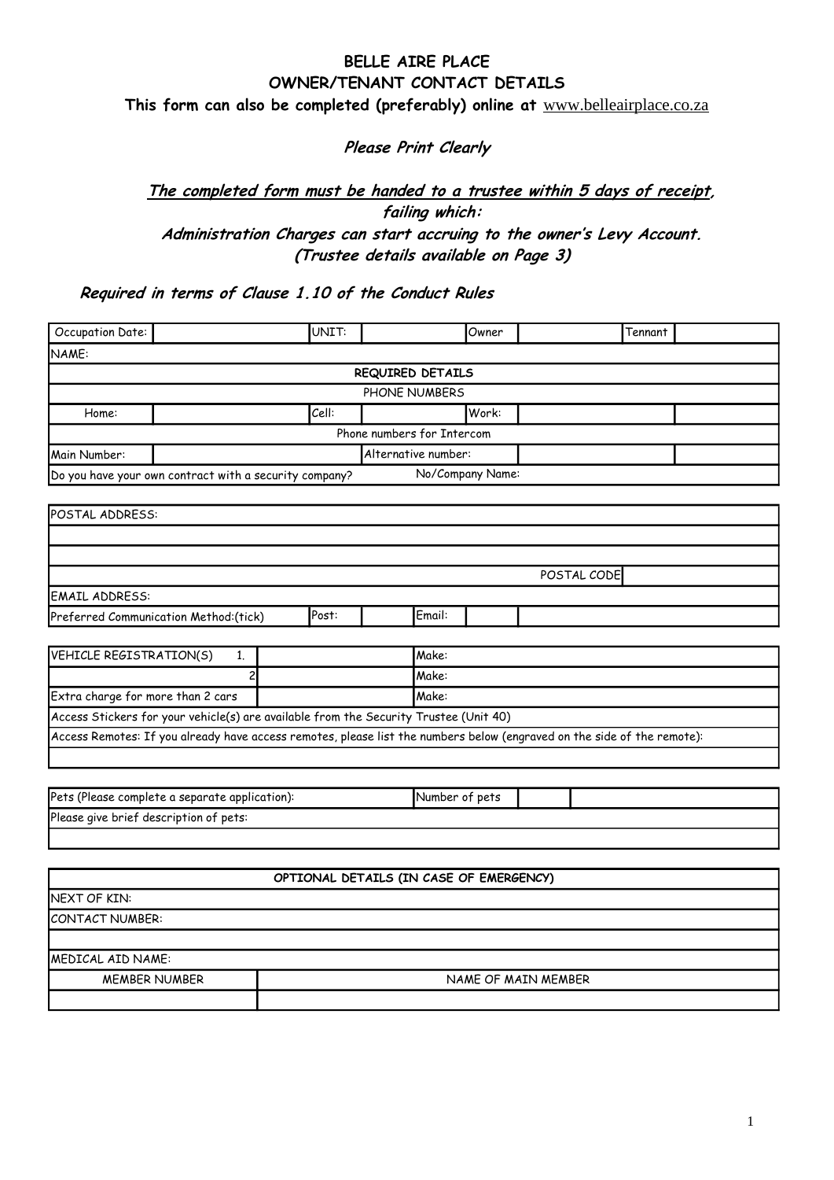**BELLE AIRE PLACE**

**OWNER/TENANT CONTACT DETAILS**

**This form can also be completed (preferably) online at** www.belleairplace.co.za

***Please Print Clearly***

***<u>The completed form must be handed to a trustee within 5 days of receipt</u>, failing which:***
***Administration Charges can start accruing to the owner's Levy Account.***
***(Trustee details available on Page 3)***

***Required in terms of Clause 1.10 of the Conduct Rules***

| Occupation Date: | | UNIT: | | Owner | | Tennant | |
|---|---|---|---|---|---|---|---|
| NAME: | | | | | | | |
| **REQUIRED DETAILS** | | | | | | | |
| PHONE NUMBERS | | | | | | | |
| Home: | | Cell: | | Work: | | | |
| Phone numbers for Intercom | | | | | | | |
| Main Number: | | | Alternative number: | | | | |
| Do you have your own contract with a security company? | | | | No/Company Name: | | | |

| POSTAL ADDRESS: | | |
|---|---|---|
| | | |
| | | |
| | POSTAL CODE | |
| EMAIL ADDRESS: | | |

| Preferred Communication Method:(tick) | Post: | | Email: | | |
|---|---|---|---|---|---|

| VEHICLE REGISTRATION(S) 1. | | Make: |
|---|---|---|
| 2 | | Make: |
| Extra charge for more than 2 cars | | Make: |
| Access Stickers for your vehicle(s) are available from the Security Trustee (Unit 40) | | |
| Access Remotes: If you already have access remotes, please list the numbers below (engraved on the side of the remote): | | |
| | | |

| Pets (Please complete a separate application): | Number of pets | | |
|---|---|---|---|
| Please give brief description of pets: | | | |
| | | | |

| **OPTIONAL DETAILS (IN CASE OF EMERGENCY)** | |
|---|---|
| NEXT OF KIN: | |
| CONTACT NUMBER: | |
| | |
| MEDICAL AID NAME: | |
| MEMBER NUMBER | NAME OF MAIN MEMBER |
| | |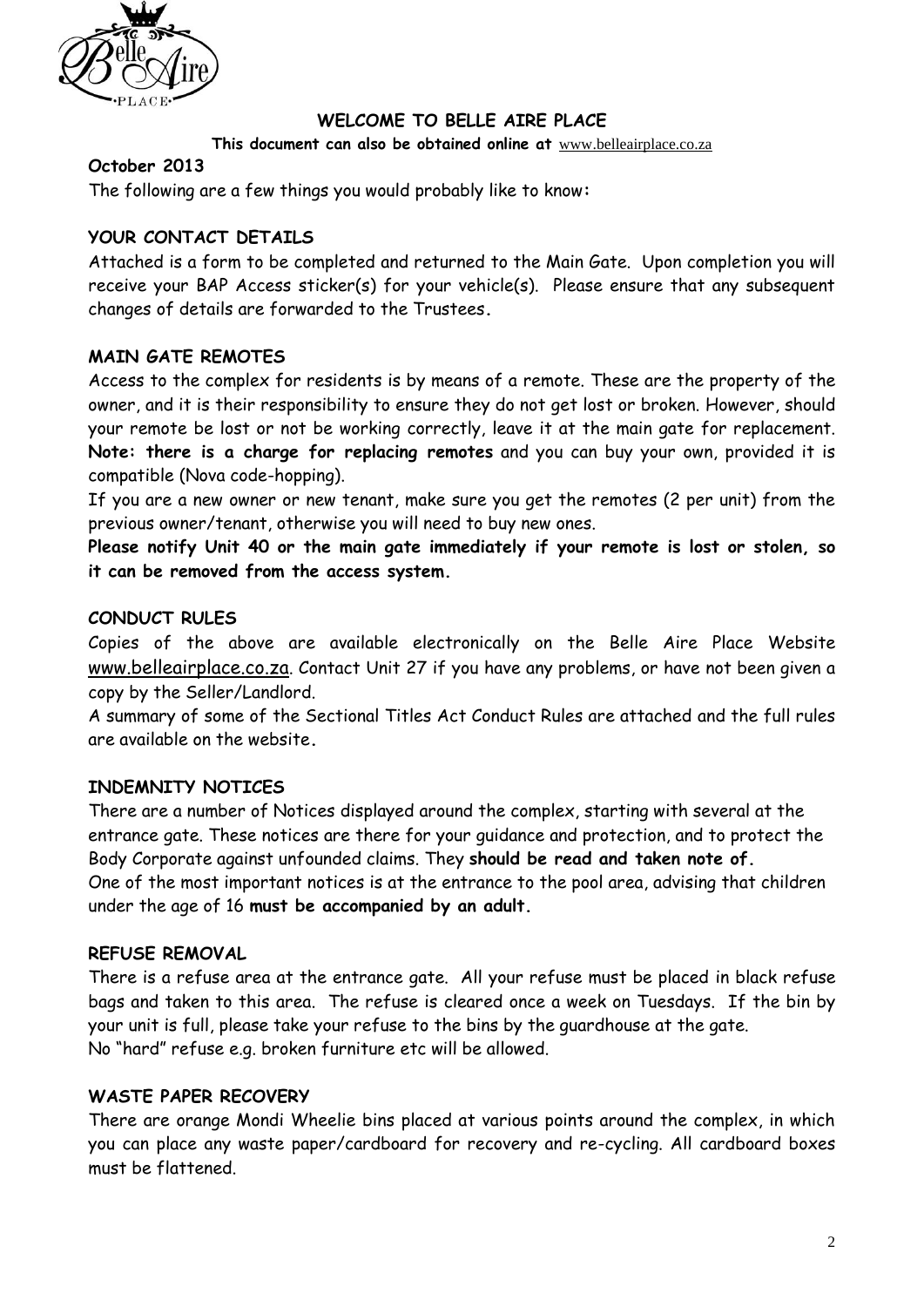# WELCOME TO BELLE AIRE PLACE

**This document can also be obtained online at** www.belleairplace.co.za

**October 2013**

The following are a few things you would probably like to know:

## YOUR CONTACT DETAILS

Attached is a form to be completed and returned to the Main Gate. Upon completion you will receive your BAP Access sticker(s) for your vehicle(s). Please ensure that any subsequent changes of details are forwarded to the Trustees.

## MAIN GATE REMOTES

Access to the complex for residents is by means of a remote. These are the property of the owner, and it is their responsibility to ensure they do not get lost or broken. However, should your remote be lost or not be working correctly, leave it at the main gate for replacement. **Note: there is a charge for replacing remotes** and you can buy your own, provided it is compatible (Nova code-hopping).

If you are a new owner or new tenant, make sure you get the remotes (2 per unit) from the previous owner/tenant, otherwise you will need to buy new ones.

**Please notify Unit 40 or the main gate immediately if your remote is lost or stolen, so it can be removed from the access system.**

## CONDUCT RULES

Copies of the above are available electronically on the Belle Aire Place Website www.belleairplace.co.za. Contact Unit 27 if you have any problems, or have not been given a copy by the Seller/Landlord.

A summary of some of the Sectional Titles Act Conduct Rules are attached and the full rules are available on the website.

## INDEMNITY NOTICES

There are a number of Notices displayed around the complex, starting with several at the entrance gate. These notices are there for your guidance and protection, and to protect the Body Corporate against unfounded claims. They **should be read and taken note of.**

One of the most important notices is at the entrance to the pool area, advising that children under the age of 16 **must be accompanied by an adult.**

## REFUSE REMOVAL

There is a refuse area at the entrance gate. All your refuse must be placed in black refuse bags and taken to this area. The refuse is cleared once a week on Tuesdays. If the bin by your unit is full, please take your refuse to the bins by the guardhouse at the gate.

No "hard" refuse e.g. broken furniture etc will be allowed.

## WASTE PAPER RECOVERY

There are orange Mondi Wheelie bins placed at various points around the complex, in which you can place any waste paper/cardboard for recovery and re-cycling. All cardboard boxes must be flattened.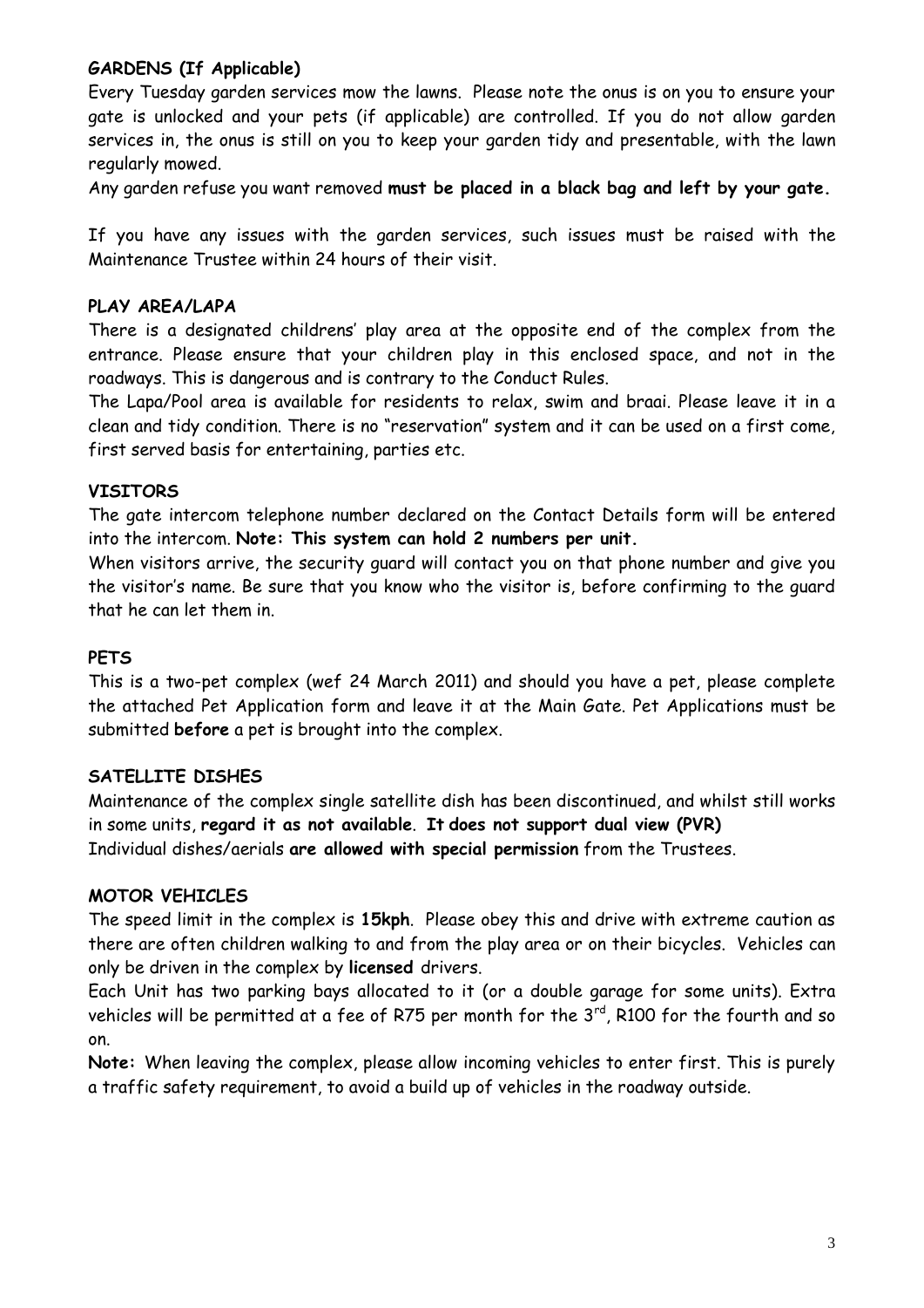**GARDENS (If Applicable)**

Every Tuesday garden services mow the lawns. Please note the onus is on you to ensure your gate is unlocked and your pets (if applicable) are controlled. If you do not allow garden services in, the onus is still on you to keep your garden tidy and presentable, with the lawn regularly mowed.

Any garden refuse you want removed **must be placed in a black bag and left by your gate.**

If you have any issues with the garden services, such issues must be raised with the Maintenance Trustee within 24 hours of their visit.

**PLAY AREA/LAPA**

There is a designated childrens' play area at the opposite end of the complex from the entrance. Please ensure that your children play in this enclosed space, and not in the roadways. This is dangerous and is contrary to the Conduct Rules.

The Lapa/Pool area is available for residents to relax, swim and braai. Please leave it in a clean and tidy condition. There is no "reservation" system and it can be used on a first come, first served basis for entertaining, parties etc.

**VISITORS**

The gate intercom telephone number declared on the Contact Details form will be entered into the intercom. **Note: This system can hold 2 numbers per unit.**

When visitors arrive, the security guard will contact you on that phone number and give you the visitor's name. Be sure that you know who the visitor is, before confirming to the guard that he can let them in.

**PETS**

This is a two-pet complex (wef 24 March 2011) and should you have a pet, please complete the attached Pet Application form and leave it at the Main Gate. Pet Applications must be submitted **before** a pet is brought into the complex.

**SATELLITE DISHES**

Maintenance of the complex single satellite dish has been discontinued, and whilst still works in some units, **regard it as not available**. **It does not support dual view (PVR)**

Individual dishes/aerials **are allowed with special permission** from the Trustees.

**MOTOR VEHICLES**

The speed limit in the complex is **15kph**. Please obey this and drive with extreme caution as there are often children walking to and from the play area or on their bicycles. Vehicles can only be driven in the complex by **licensed** drivers.

Each Unit has two parking bays allocated to it (or a double garage for some units). Extra vehicles will be permitted at a fee of R75 per month for the 3rd, R100 for the fourth and so on.

**Note:** When leaving the complex, please allow incoming vehicles to enter first. This is purely a traffic safety requirement, to avoid a build up of vehicles in the roadway outside.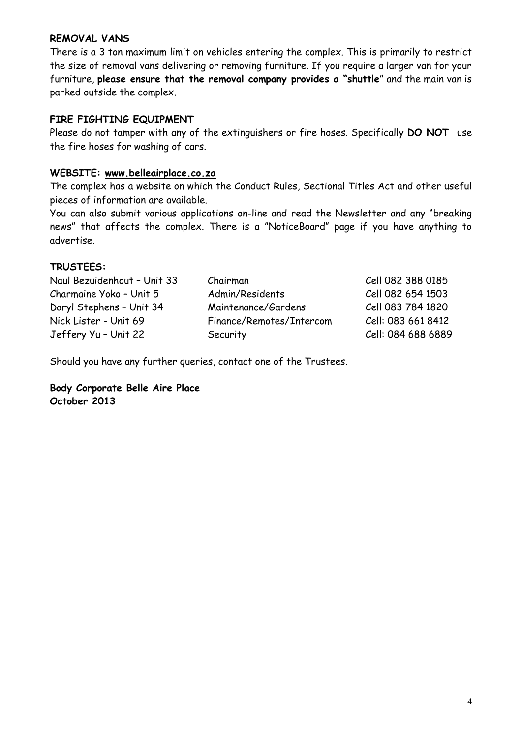**REMOVAL VANS**

There is a 3 ton maximum limit on vehicles entering the complex. This is primarily to restrict the size of removal vans delivering or removing furniture. If you require a larger van for your furniture, **please ensure that the removal company provides a "shuttle**" and the main van is parked outside the complex.

**FIRE FIGHTING EQUIPMENT**

Please do not tamper with any of the extinguishers or fire hoses. Specifically **DO NOT** use the fire hoses for washing of cars.

**WEBSITE: www.belleairplace.co.za**

The complex has a website on which the Conduct Rules, Sectional Titles Act and other useful pieces of information are available.

You can also submit various applications on-line and read the Newsletter and any "breaking news" that affects the complex. There is a "NoticeBoard" page if you have anything to advertise.

**TRUSTEES:**

| | | |
|---|---|---|
| Naul Bezuidenhout – Unit 33 | Chairman | Cell 082 388 0185 |
| Charmaine Yoko – Unit 5 | Admin/Residents | Cell 082 654 1503 |
| Daryl Stephens – Unit 34 | Maintenance/Gardens | Cell 083 784 1820 |
| Nick Lister - Unit 69 | Finance/Remotes/Intercom | Cell: 083 661 8412 |
| Jeffery Yu – Unit 22 | Security | Cell: 084 688 6889 |

Should you have any further queries, contact one of the Trustees.

**Body Corporate Belle Aire Place**
**October 2013**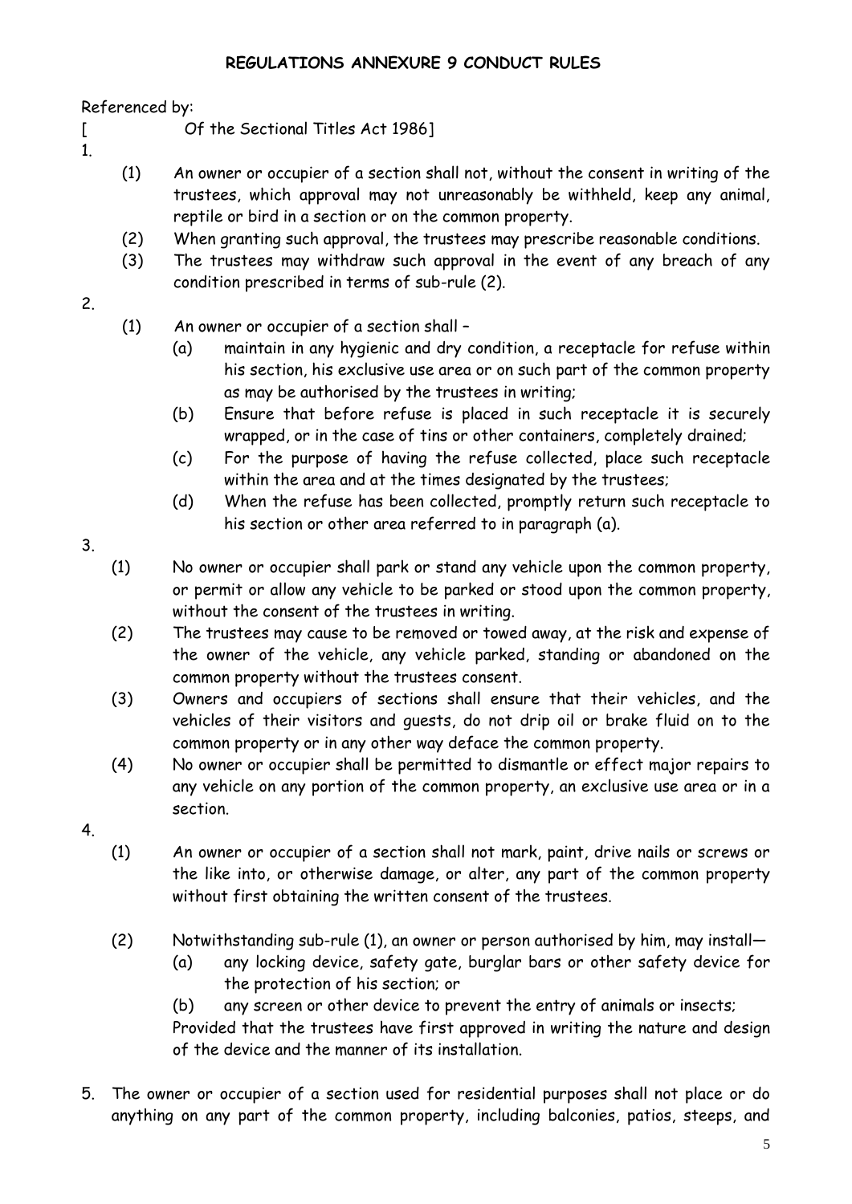**REGULATIONS ANNEXURE 9 CONDUCT RULES**

Referenced by:

[ Of the Sectional Titles Act 1986]

1.

(1) An owner or occupier of a section shall not, without the consent in writing of the trustees, which approval may not unreasonably be withheld, keep any animal, reptile or bird in a section or on the common property.

(2) When granting such approval, the trustees may prescribe reasonable conditions.

(3) The trustees may withdraw such approval in the event of any breach of any condition prescribed in terms of sub-rule (2).

2.

(1) An owner or occupier of a section shall –

- (a) maintain in any hygienic and dry condition, a receptacle for refuse within his section, his exclusive use area or on such part of the common property as may be authorised by the trustees in writing;
- (b) Ensure that before refuse is placed in such receptacle it is securely wrapped, or in the case of tins or other containers, completely drained;
- (c) For the purpose of having the refuse collected, place such receptacle within the area and at the times designated by the trustees;
- (d) When the refuse has been collected, promptly return such receptacle to his section or other area referred to in paragraph (a).

3.

(1) No owner or occupier shall park or stand any vehicle upon the common property, or permit or allow any vehicle to be parked or stood upon the common property, without the consent of the trustees in writing.

(2) The trustees may cause to be removed or towed away, at the risk and expense of the owner of the vehicle, any vehicle parked, standing or abandoned on the common property without the trustees consent.

(3) Owners and occupiers of sections shall ensure that their vehicles, and the vehicles of their visitors and guests, do not drip oil or brake fluid on to the common property or in any other way deface the common property.

(4) No owner or occupier shall be permitted to dismantle or effect major repairs to any vehicle on any portion of the common property, an exclusive use area or in a section.

4.

(1) An owner or occupier of a section shall not mark, paint, drive nails or screws or the like into, or otherwise damage, or alter, any part of the common property without first obtaining the written consent of the trustees.

(2) Notwithstanding sub-rule (1), an owner or person authorised by him, may install—

- (a) any locking device, safety gate, burglar bars or other safety device for the protection of his section; or
- (b) any screen or other device to prevent the entry of animals or insects;

Provided that the trustees have first approved in writing the nature and design of the device and the manner of its installation.

5. The owner or occupier of a section used for residential purposes shall not place or do anything on any part of the common property, including balconies, patios, steeps, and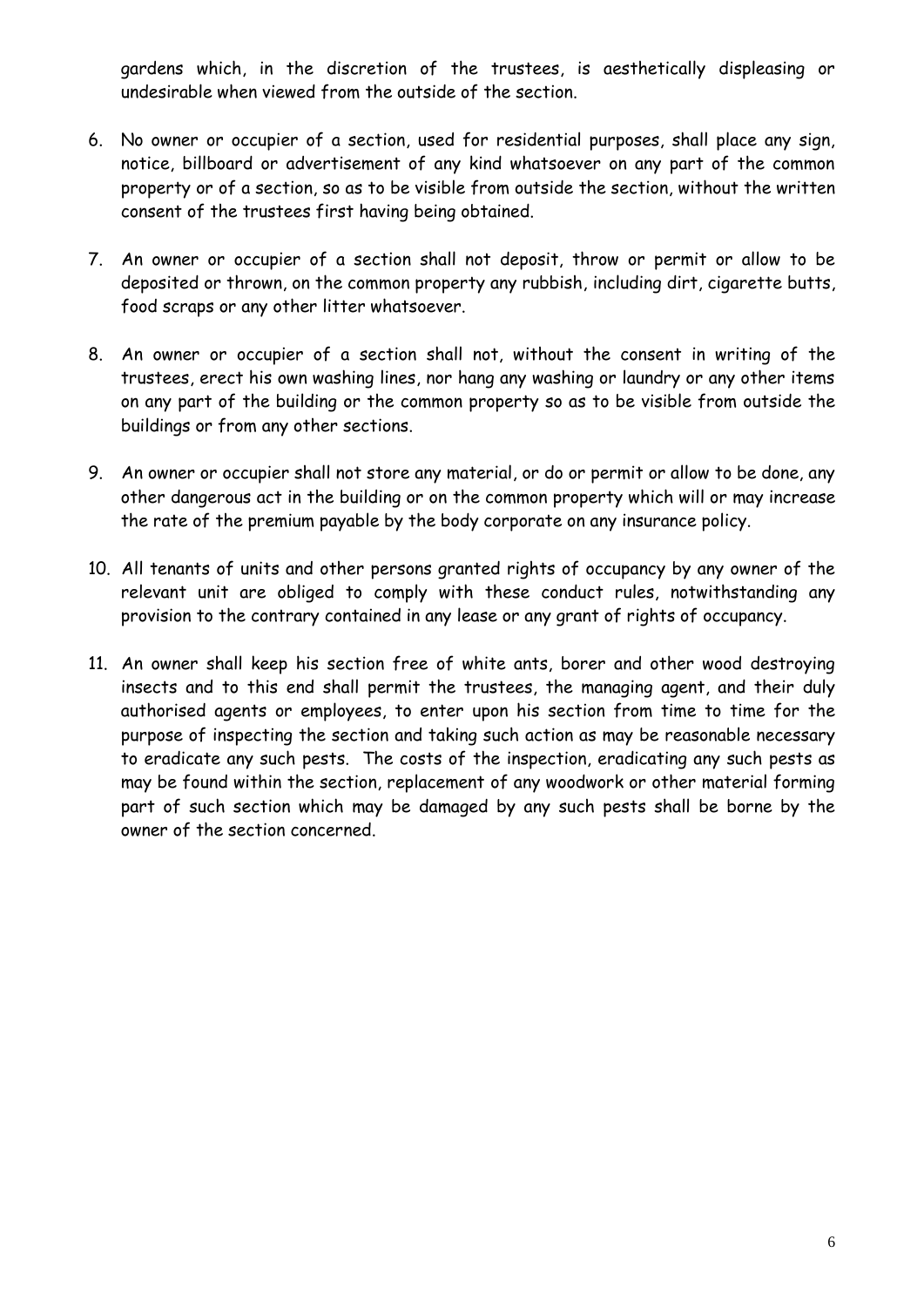gardens which, in the discretion of the trustees, is aesthetically displeasing or undesirable when viewed from the outside of the section.

6. No owner or occupier of a section, used for residential purposes, shall place any sign, notice, billboard or advertisement of any kind whatsoever on any part of the common property or of a section, so as to be visible from outside the section, without the written consent of the trustees first having being obtained.

7. An owner or occupier of a section shall not deposit, throw or permit or allow to be deposited or thrown, on the common property any rubbish, including dirt, cigarette butts, food scraps or any other litter whatsoever.

8. An owner or occupier of a section shall not, without the consent in writing of the trustees, erect his own washing lines, nor hang any washing or laundry or any other items on any part of the building or the common property so as to be visible from outside the buildings or from any other sections.

9. An owner or occupier shall not store any material, or do or permit or allow to be done, any other dangerous act in the building or on the common property which will or may increase the rate of the premium payable by the body corporate on any insurance policy.

10. All tenants of units and other persons granted rights of occupancy by any owner of the relevant unit are obliged to comply with these conduct rules, notwithstanding any provision to the contrary contained in any lease or any grant of rights of occupancy.

11. An owner shall keep his section free of white ants, borer and other wood destroying insects and to this end shall permit the trustees, the managing agent, and their duly authorised agents or employees, to enter upon his section from time to time for the purpose of inspecting the section and taking such action as may be reasonable necessary to eradicate any such pests. The costs of the inspection, eradicating any such pests as may be found within the section, replacement of any woodwork or other material forming part of such section which may be damaged by any such pests shall be borne by the owner of the section concerned.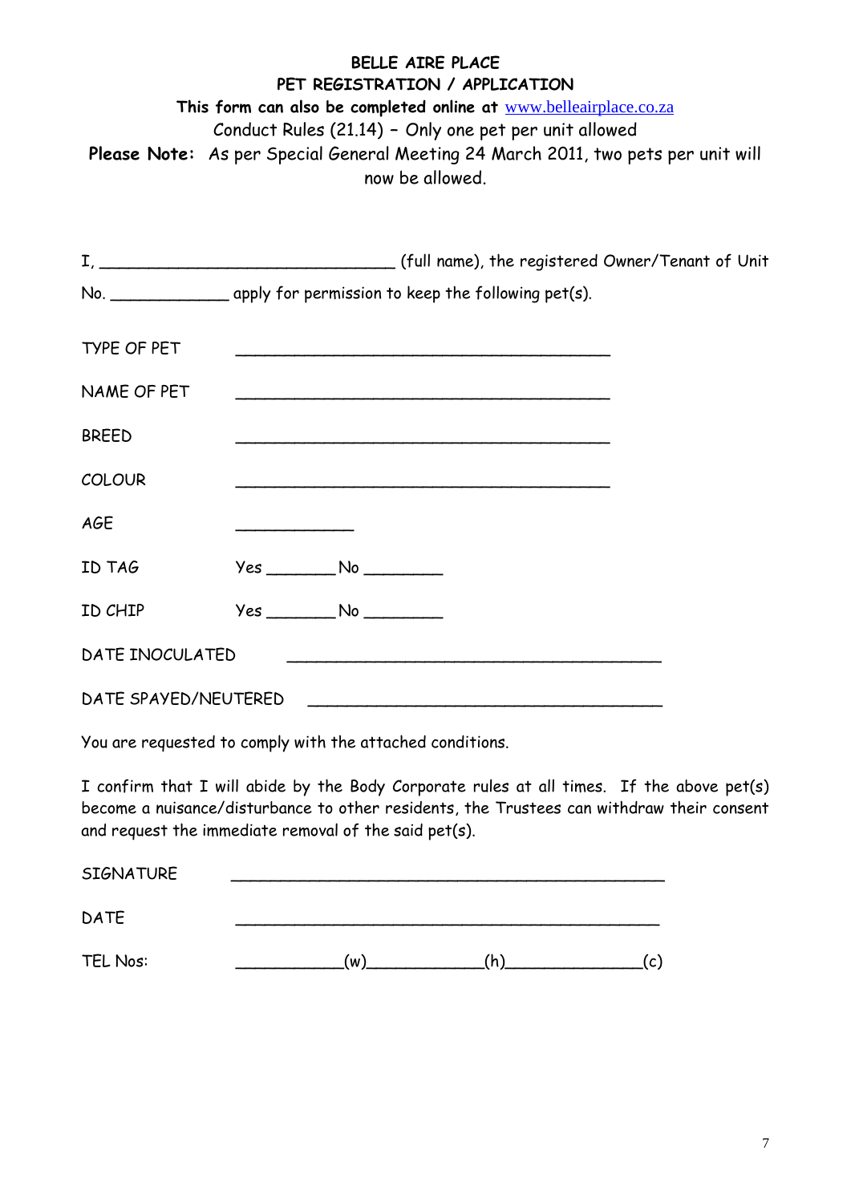**BELLE AIRE PLACE**

**PET REGISTRATION / APPLICATION**

**This form can also be completed online at** www.belleairplace.co.za

Conduct Rules (21.14) – Only one pet per unit allowed

**Please Note:** As per Special General Meeting 24 March 2011, two pets per unit will now be allowed.

I, ______________________________ (full name), the registered Owner/Tenant of Unit No. ____________ apply for permission to keep the following pet(s).

TYPE OF PET ______________________________________

NAME OF PET ______________________________________

BREED ______________________________________

COLOUR ______________________________________

AGE ____________

ID TAG Yes _______ No ________

ID CHIP Yes _______ No ________

DATE INOCULATED ______________________________________

DATE SPAYED/NEUTERED ____________________________________

You are requested to comply with the attached conditions.

I confirm that I will abide by the Body Corporate rules at all times. If the above pet(s) become a nuisance/disturbance to other residents, the Trustees can withdraw their consent and request the immediate removal of the said pet(s).

SIGNATURE ____________________________________________

DATE ____________________________________________

TEL Nos: ___________(w)____________(h)______________(c)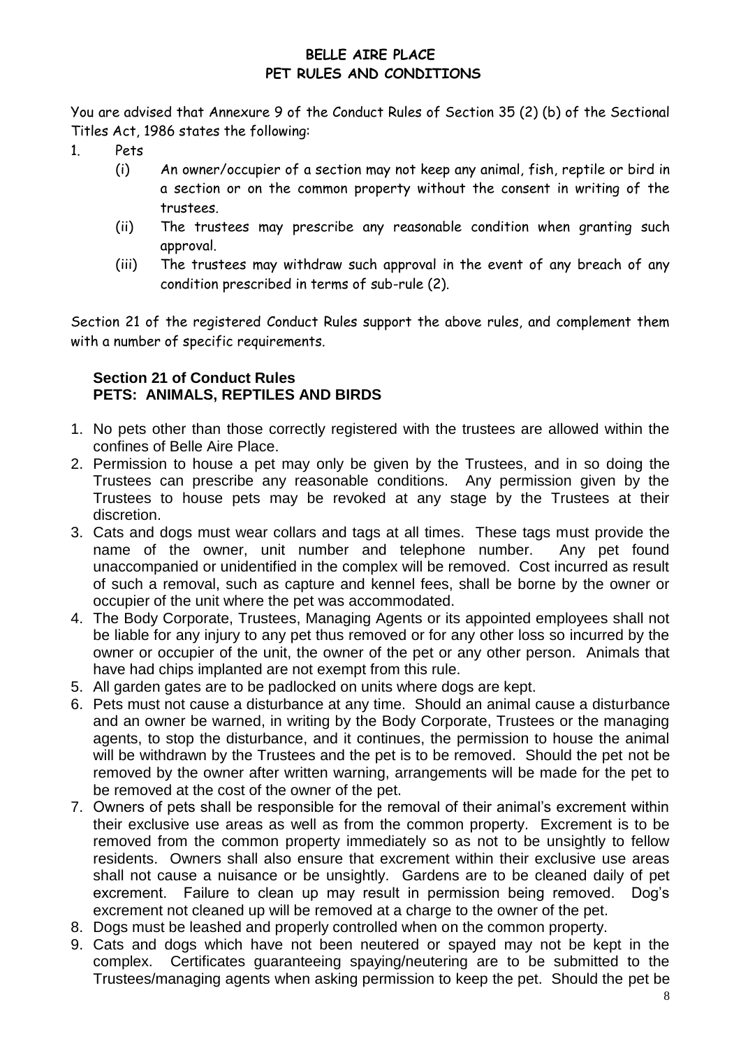**BELLE AIRE PLACE**
**PET RULES AND CONDITIONS**

You are advised that Annexure 9 of the Conduct Rules of Section 35 (2) (b) of the Sectional Titles Act, 1986 states the following:

1. Pets
   - (i) An owner/occupier of a section may not keep any animal, fish, reptile or bird in a section or on the common property without the consent in writing of the trustees.
   - (ii) The trustees may prescribe any reasonable condition when granting such approval.
   - (iii) The trustees may withdraw such approval in the event of any breach of any condition prescribed in terms of sub-rule (2).

Section 21 of the registered Conduct Rules support the above rules, and complement them with a number of specific requirements.

**Section 21 of Conduct Rules**
**PETS: ANIMALS, REPTILES AND BIRDS**

1. No pets other than those correctly registered with the trustees are allowed within the confines of Belle Aire Place.
2. Permission to house a pet may only be given by the Trustees, and in so doing the Trustees can prescribe any reasonable conditions. Any permission given by the Trustees to house pets may be revoked at any stage by the Trustees at their discretion.
3. Cats and dogs must wear collars and tags at all times. These tags must provide the name of the owner, unit number and telephone number. Any pet found unaccompanied or unidentified in the complex will be removed. Cost incurred as result of such a removal, such as capture and kennel fees, shall be borne by the owner or occupier of the unit where the pet was accommodated.
4. The Body Corporate, Trustees, Managing Agents or its appointed employees shall not be liable for any injury to any pet thus removed or for any other loss so incurred by the owner or occupier of the unit, the owner of the pet or any other person. Animals that have had chips implanted are not exempt from this rule.
5. All garden gates are to be padlocked on units where dogs are kept.
6. Pets must not cause a disturbance at any time. Should an animal cause a disturbance and an owner be warned, in writing by the Body Corporate, Trustees or the managing agents, to stop the disturbance, and it continues, the permission to house the animal will be withdrawn by the Trustees and the pet is to be removed. Should the pet not be removed by the owner after written warning, arrangements will be made for the pet to be removed at the cost of the owner of the pet.
7. Owners of pets shall be responsible for the removal of their animal's excrement within their exclusive use areas as well as from the common property. Excrement is to be removed from the common property immediately so as not to be unsightly to fellow residents. Owners shall also ensure that excrement within their exclusive use areas shall not cause a nuisance or be unsightly. Gardens are to be cleaned daily of pet excrement. Failure to clean up may result in permission being removed. Dog's excrement not cleaned up will be removed at a charge to the owner of the pet.
8. Dogs must be leashed and properly controlled when on the common property.
9. Cats and dogs which have not been neutered or spayed may not be kept in the complex. Certificates guaranteeing spaying/neutering are to be submitted to the Trustees/managing agents when asking permission to keep the pet. Should the pet be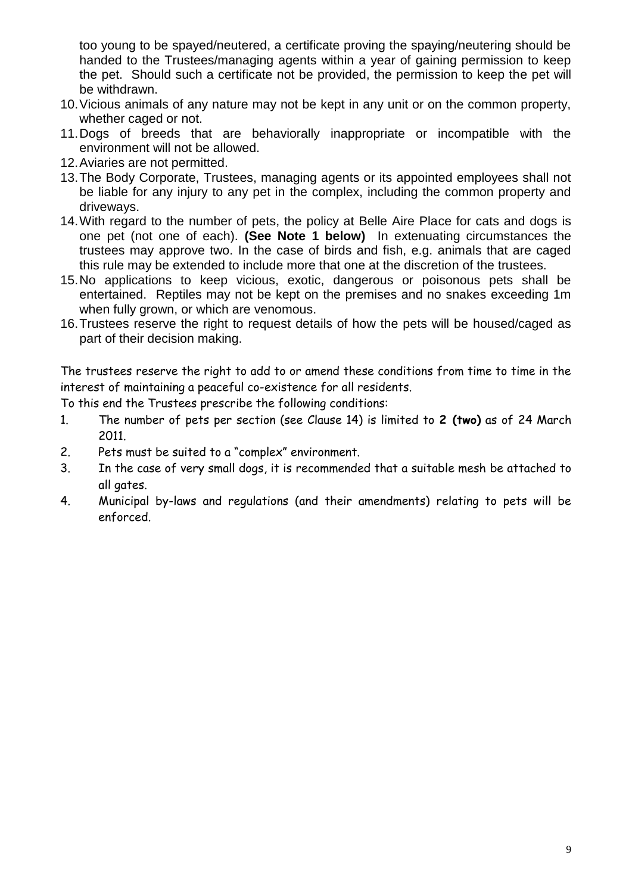too young to be spayed/neutered, a certificate proving the spaying/neutering should be handed to the Trustees/managing agents within a year of gaining permission to keep the pet. Should such a certificate not be provided, the permission to keep the pet will be withdrawn.

10. Vicious animals of any nature may not be kept in any unit or on the common property, whether caged or not.
11. Dogs of breeds that are behaviorally inappropriate or incompatible with the environment will not be allowed.
12. Aviaries are not permitted.
13. The Body Corporate, Trustees, managing agents or its appointed employees shall not be liable for any injury to any pet in the complex, including the common property and driveways.
14. With regard to the number of pets, the policy at Belle Aire Place for cats and dogs is one pet (not one of each). **(See Note 1 below)** In extenuating circumstances the trustees may approve two. In the case of birds and fish, e.g. animals that are caged this rule may be extended to include more that one at the discretion of the trustees.
15. No applications to keep vicious, exotic, dangerous or poisonous pets shall be entertained. Reptiles may not be kept on the premises and no snakes exceeding 1m when fully grown, or which are venomous.
16. Trustees reserve the right to request details of how the pets will be housed/caged as part of their decision making.

The trustees reserve the right to add to or amend these conditions from time to time in the interest of maintaining a peaceful co-existence for all residents.

To this end the Trustees prescribe the following conditions:

1. The number of pets per section (see Clause 14) is limited to **2 (two)** as of 24 March 2011.
2. Pets must be suited to a "complex" environment.
3. In the case of very small dogs, it is recommended that a suitable mesh be attached to all gates.
4. Municipal by-laws and regulations (and their amendments) relating to pets will be enforced.